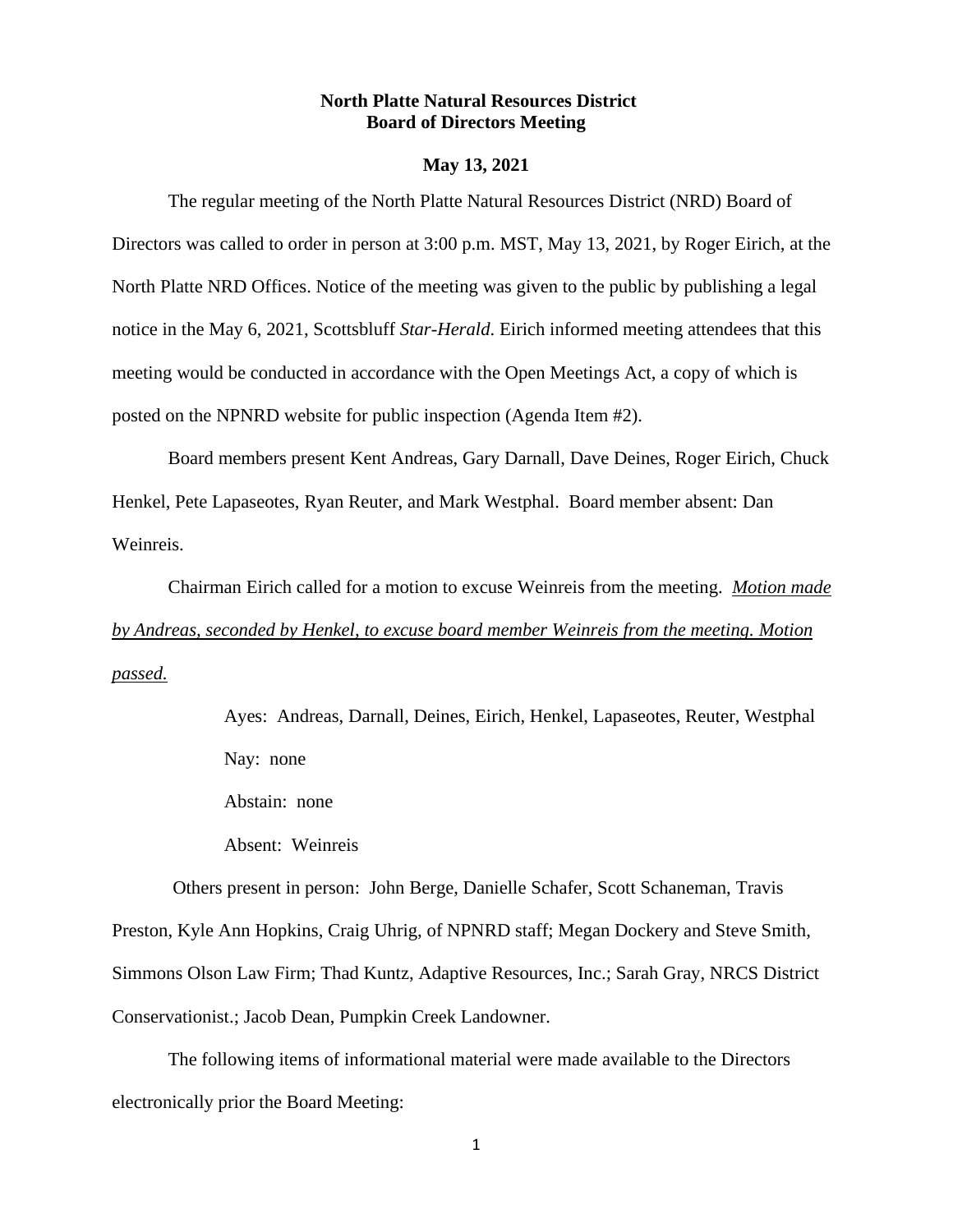**North Platte Natural Resources District**
**Board of Directors Meeting**

**May 13, 2021**

The regular meeting of the North Platte Natural Resources District (NRD) Board of Directors was called to order in person at 3:00 p.m. MST, May 13, 2021, by Roger Eirich, at the North Platte NRD Offices. Notice of the meeting was given to the public by publishing a legal notice in the May 6, 2021, Scottsbluff *Star-Herald*. Eirich informed meeting attendees that this meeting would be conducted in accordance with the Open Meetings Act, a copy of which is posted on the NPNRD website for public inspection (Agenda Item #2).

Board members present Kent Andreas, Gary Darnall, Dave Deines, Roger Eirich, Chuck Henkel, Pete Lapaseotes, Ryan Reuter, and Mark Westphal. Board member absent: Dan Weinreis.

Chairman Eirich called for a motion to excuse Weinreis from the meeting. <u>*Motion made by Andreas, seconded by Henkel, to excuse board member Weinreis from the meeting. Motion passed.*</u>

> Ayes: Andreas, Darnall, Deines, Eirich, Henkel, Lapaseotes, Reuter, Westphal
>
> Nay: none
>
> Abstain: none
>
> Absent: Weinreis

Others present in person: John Berge, Danielle Schafer, Scott Schaneman, Travis Preston, Kyle Ann Hopkins, Craig Uhrig, of NPNRD staff; Megan Dockery and Steve Smith, Simmons Olson Law Firm; Thad Kuntz, Adaptive Resources, Inc.; Sarah Gray, NRCS District Conservationist.; Jacob Dean, Pumpkin Creek Landowner.

The following items of informational material were made available to the Directors electronically prior the Board Meeting: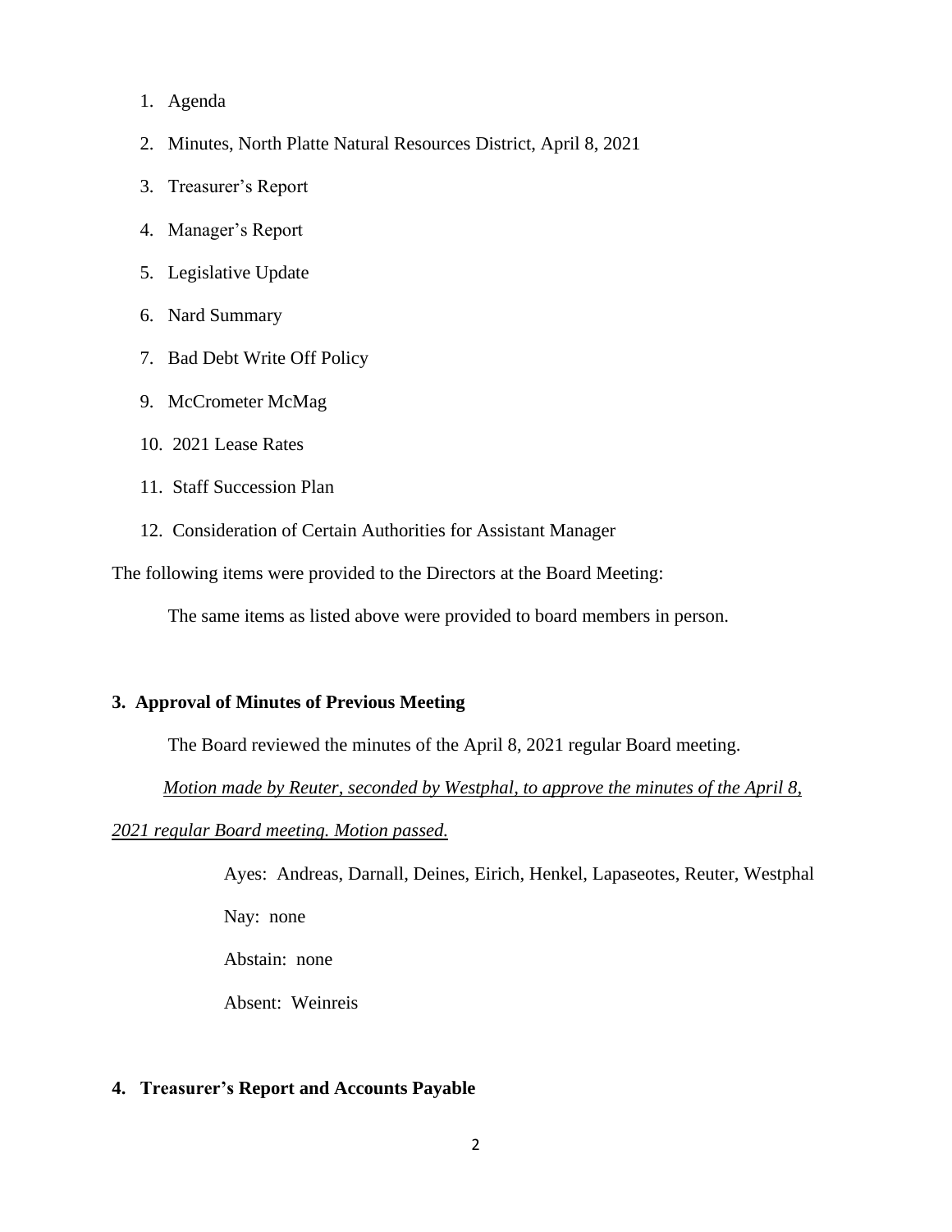1. Agenda
2. Minutes, North Platte Natural Resources District, April 8, 2021
3. Treasurer's Report
4. Manager's Report
5. Legislative Update
6. Nard Summary
7. Bad Debt Write Off Policy
9. McCrometer McMag
10. 2021 Lease Rates
11. Staff Succession Plan
12. Consideration of Certain Authorities for Assistant Manager

The following items were provided to the Directors at the Board Meeting:

The same items as listed above were provided to board members in person.

**3. Approval of Minutes of Previous Meeting**

The Board reviewed the minutes of the April 8, 2021 regular Board meeting.

*Motion made by Reuter, seconded by Westphal, to approve the minutes of the April 8, 2021 regular Board meeting. Motion passed.*

Ayes: Andreas, Darnall, Deines, Eirich, Henkel, Lapaseotes, Reuter, Westphal

Nay: none

Abstain: none

Absent: Weinreis

**4. Treasurer's Report and Accounts Payable**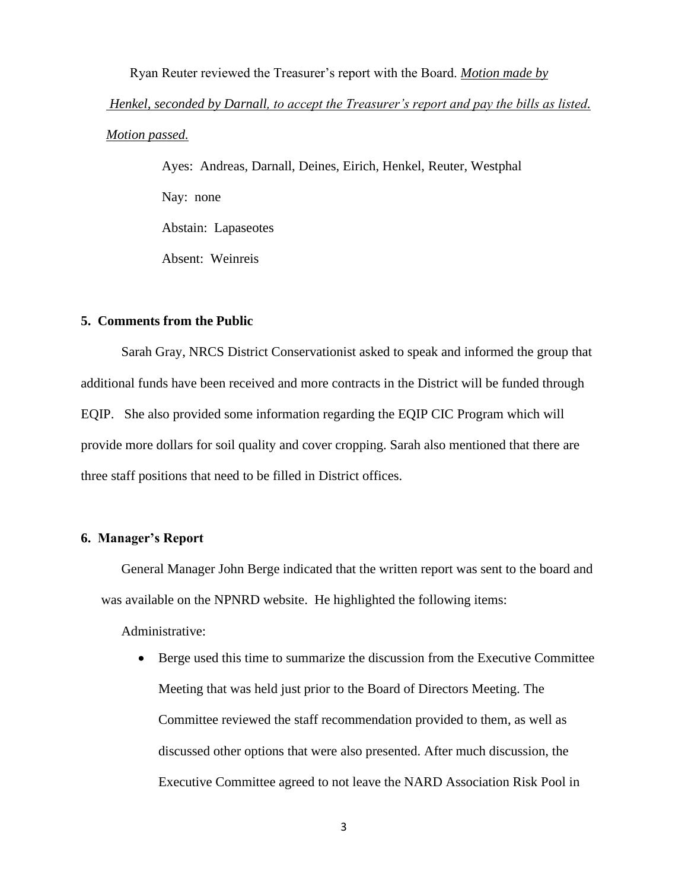Ryan Reuter reviewed the Treasurer's report with the Board. *Motion made by Henkel, seconded by Darnall, to accept the Treasurer's report and pay the bills as listed. Motion passed.*

Ayes: Andreas, Darnall, Deines, Eirich, Henkel, Reuter, Westphal

Nay: none

Abstain: Lapaseotes

Absent: Weinreis

**5. Comments from the Public**

Sarah Gray, NRCS District Conservationist asked to speak and informed the group that additional funds have been received and more contracts in the District will be funded through EQIP. She also provided some information regarding the EQIP CIC Program which will provide more dollars for soil quality and cover cropping. Sarah also mentioned that there are three staff positions that need to be filled in District offices.

**6. Manager's Report**

General Manager John Berge indicated that the written report was sent to the board and was available on the NPNRD website. He highlighted the following items:

Administrative:

- Berge used this time to summarize the discussion from the Executive Committee Meeting that was held just prior to the Board of Directors Meeting. The Committee reviewed the staff recommendation provided to them, as well as discussed other options that were also presented. After much discussion, the Executive Committee agreed to not leave the NARD Association Risk Pool in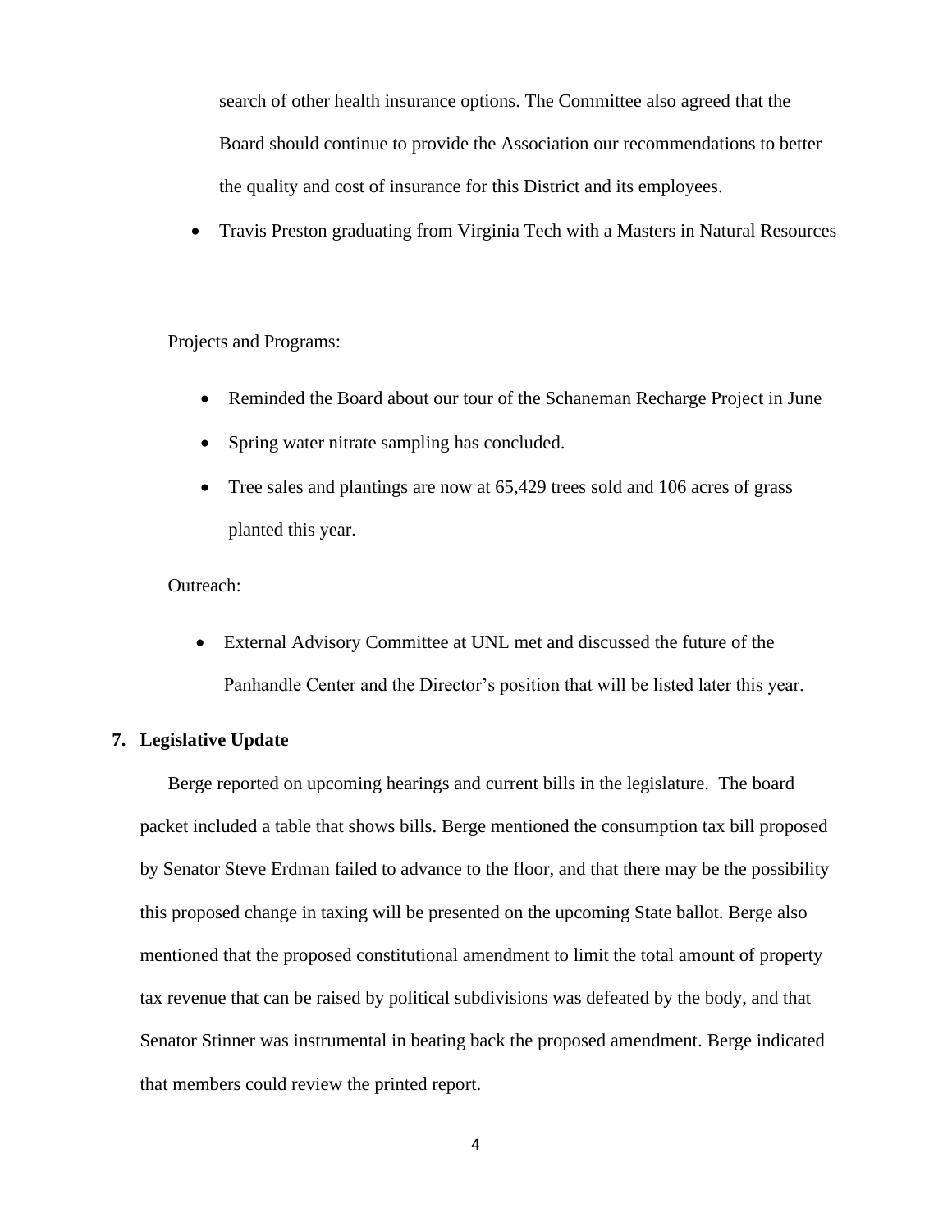search of other health insurance options. The Committee also agreed that the Board should continue to provide the Association our recommendations to better the quality and cost of insurance for this District and its employees.

- Travis Preston graduating from Virginia Tech with a Masters in Natural Resources

Projects and Programs:

- Reminded the Board about our tour of the Schaneman Recharge Project in June
- Spring water nitrate sampling has concluded.
- Tree sales and plantings are now at 65,429 trees sold and 106 acres of grass planted this year.

Outreach:

- External Advisory Committee at UNL met and discussed the future of the Panhandle Center and the Director's position that will be listed later this year.

**7. Legislative Update**

Berge reported on upcoming hearings and current bills in the legislature. The board packet included a table that shows bills. Berge mentioned the consumption tax bill proposed by Senator Steve Erdman failed to advance to the floor, and that there may be the possibility this proposed change in taxing will be presented on the upcoming State ballot. Berge also mentioned that the proposed constitutional amendment to limit the total amount of property tax revenue that can be raised by political subdivisions was defeated by the body, and that Senator Stinner was instrumental in beating back the proposed amendment. Berge indicated that members could review the printed report.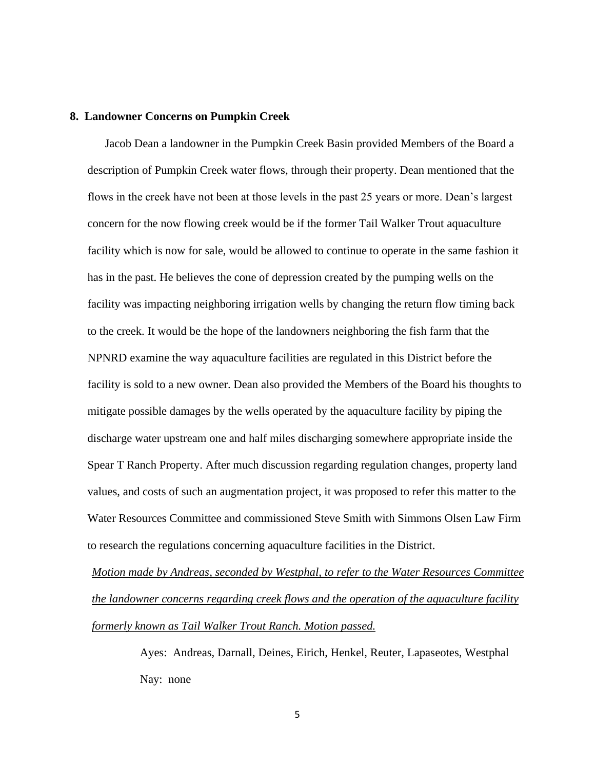**8. Landowner Concerns on Pumpkin Creek**

Jacob Dean a landowner in the Pumpkin Creek Basin provided Members of the Board a description of Pumpkin Creek water flows, through their property. Dean mentioned that the flows in the creek have not been at those levels in the past 25 years or more. Dean's largest concern for the now flowing creek would be if the former Tail Walker Trout aquaculture facility which is now for sale, would be allowed to continue to operate in the same fashion it has in the past. He believes the cone of depression created by the pumping wells on the facility was impacting neighboring irrigation wells by changing the return flow timing back to the creek. It would be the hope of the landowners neighboring the fish farm that the NPNRD examine the way aquaculture facilities are regulated in this District before the facility is sold to a new owner. Dean also provided the Members of the Board his thoughts to mitigate possible damages by the wells operated by the aquaculture facility by piping the discharge water upstream one and half miles discharging somewhere appropriate inside the Spear T Ranch Property. After much discussion regarding regulation changes, property land values, and costs of such an augmentation project, it was proposed to refer this matter to the Water Resources Committee and commissioned Steve Smith with Simmons Olsen Law Firm to research the regulations concerning aquaculture facilities in the District.

*Motion made by Andreas, seconded by Westphal, to refer to the Water Resources Committee the landowner concerns regarding creek flows and the operation of the aquaculture facility formerly known as Tail Walker Trout Ranch. Motion passed.*

Ayes: Andreas, Darnall, Deines, Eirich, Henkel, Reuter, Lapaseotes, Westphal

Nay: none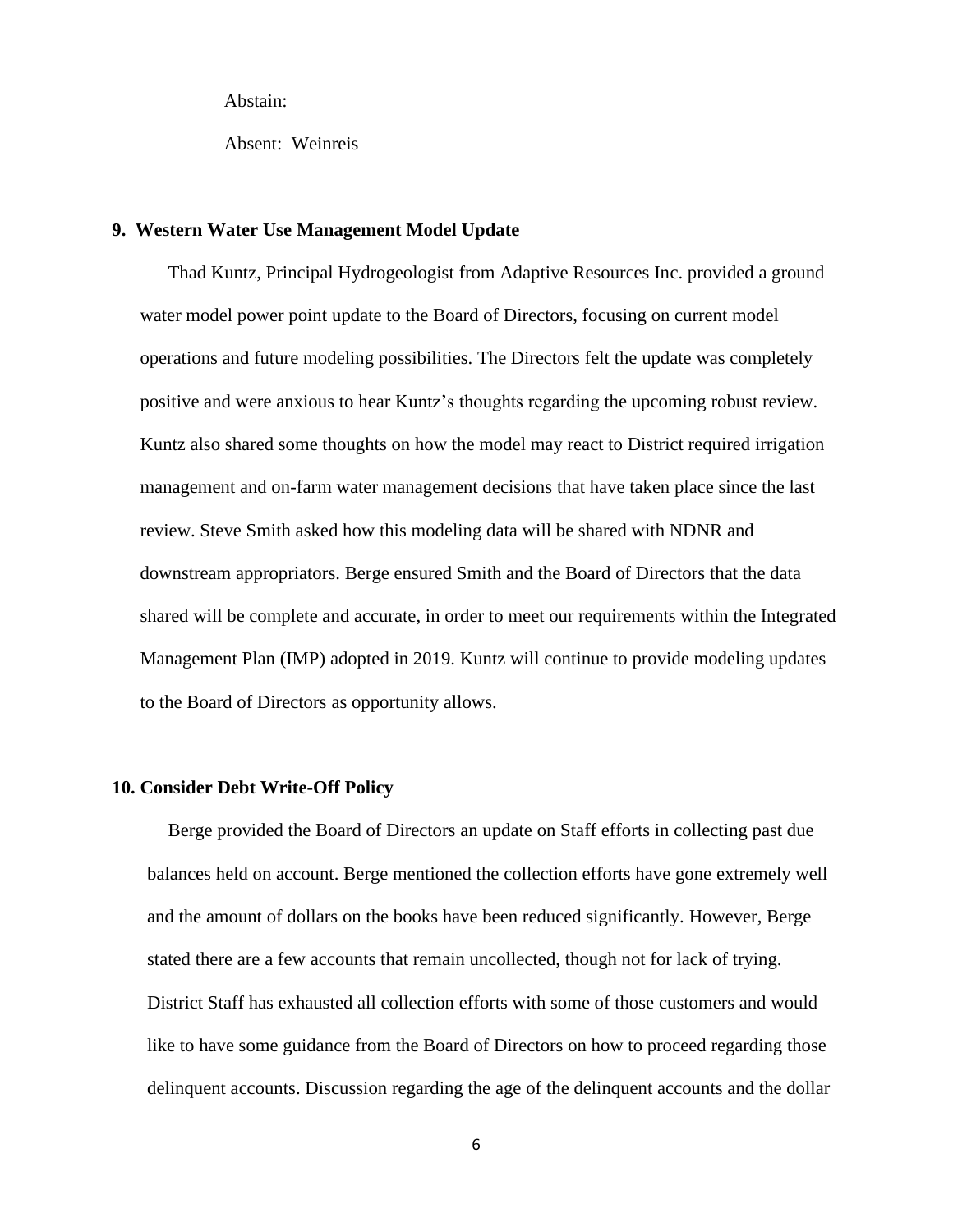Abstain:

Absent: Weinreis

**9. Western Water Use Management Model Update**

Thad Kuntz, Principal Hydrogeologist from Adaptive Resources Inc. provided a ground water model power point update to the Board of Directors, focusing on current model operations and future modeling possibilities. The Directors felt the update was completely positive and were anxious to hear Kuntz's thoughts regarding the upcoming robust review. Kuntz also shared some thoughts on how the model may react to District required irrigation management and on-farm water management decisions that have taken place since the last review. Steve Smith asked how this modeling data will be shared with NDNR and downstream appropriators. Berge ensured Smith and the Board of Directors that the data shared will be complete and accurate, in order to meet our requirements within the Integrated Management Plan (IMP) adopted in 2019. Kuntz will continue to provide modeling updates to the Board of Directors as opportunity allows.

**10. Consider Debt Write-Off Policy**

Berge provided the Board of Directors an update on Staff efforts in collecting past due balances held on account. Berge mentioned the collection efforts have gone extremely well and the amount of dollars on the books have been reduced significantly. However, Berge stated there are a few accounts that remain uncollected, though not for lack of trying. District Staff has exhausted all collection efforts with some of those customers and would like to have some guidance from the Board of Directors on how to proceed regarding those delinquent accounts. Discussion regarding the age of the delinquent accounts and the dollar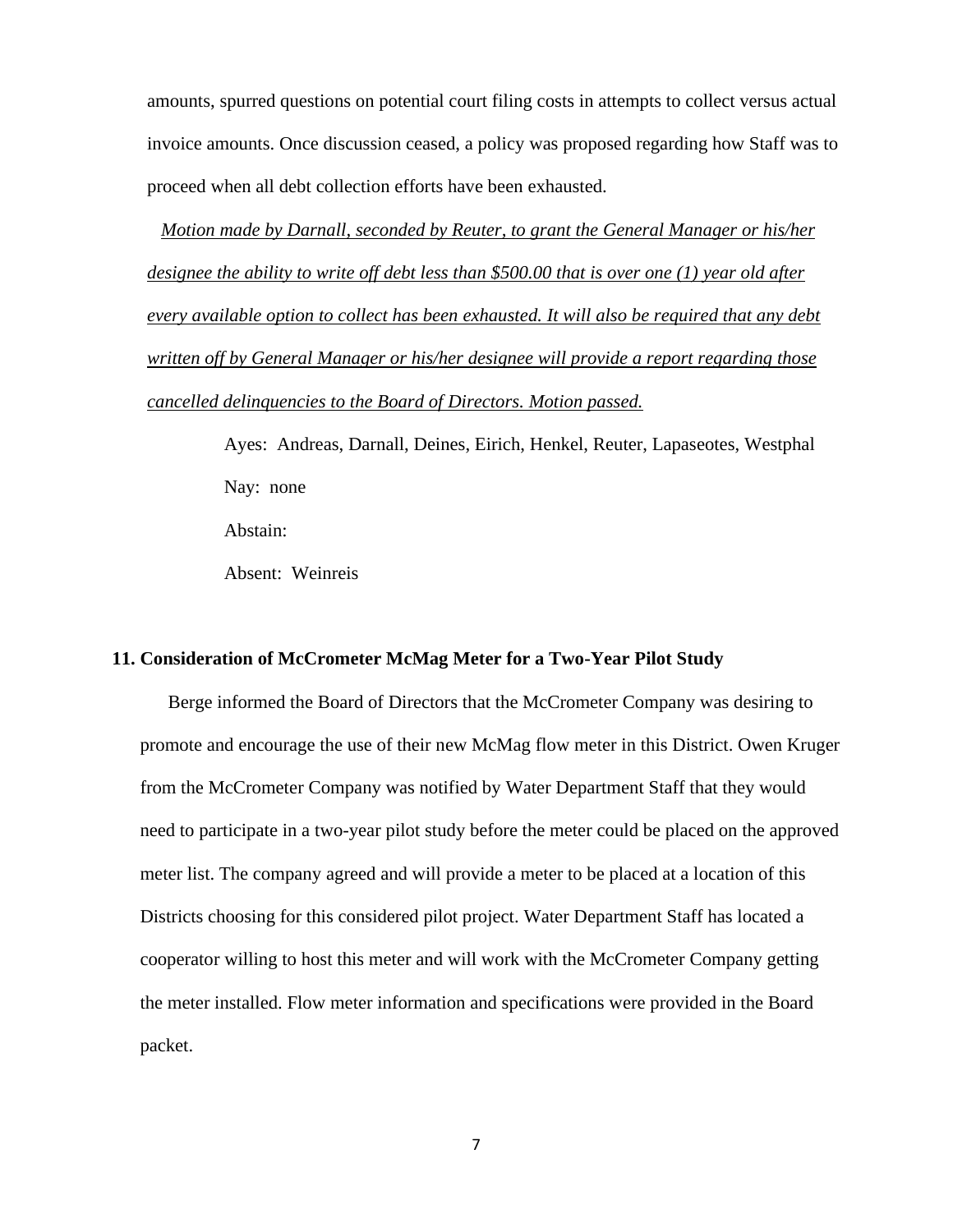amounts, spurred questions on potential court filing costs in attempts to collect versus actual invoice amounts. Once discussion ceased, a policy was proposed regarding how Staff was to proceed when all debt collection efforts have been exhausted.

<u>*Motion made by Darnall, seconded by Reuter, to grant the General Manager or his/her designee the ability to write off debt less than $500.00 that is over one (1) year old after every available option to collect has been exhausted. It will also be required that any debt written off by General Manager or his/her designee will provide a report regarding those cancelled delinquencies to the Board of Directors. Motion passed.*</u>

Ayes: Andreas, Darnall, Deines, Eirich, Henkel, Reuter, Lapaseotes, Westphal

Nay: none

Abstain:

Absent: Weinreis

**11. Consideration of McCrometer McMag Meter for a Two-Year Pilot Study**

Berge informed the Board of Directors that the McCrometer Company was desiring to promote and encourage the use of their new McMag flow meter in this District. Owen Kruger from the McCrometer Company was notified by Water Department Staff that they would need to participate in a two-year pilot study before the meter could be placed on the approved meter list. The company agreed and will provide a meter to be placed at a location of this Districts choosing for this considered pilot project. Water Department Staff has located a cooperator willing to host this meter and will work with the McCrometer Company getting the meter installed. Flow meter information and specifications were provided in the Board packet.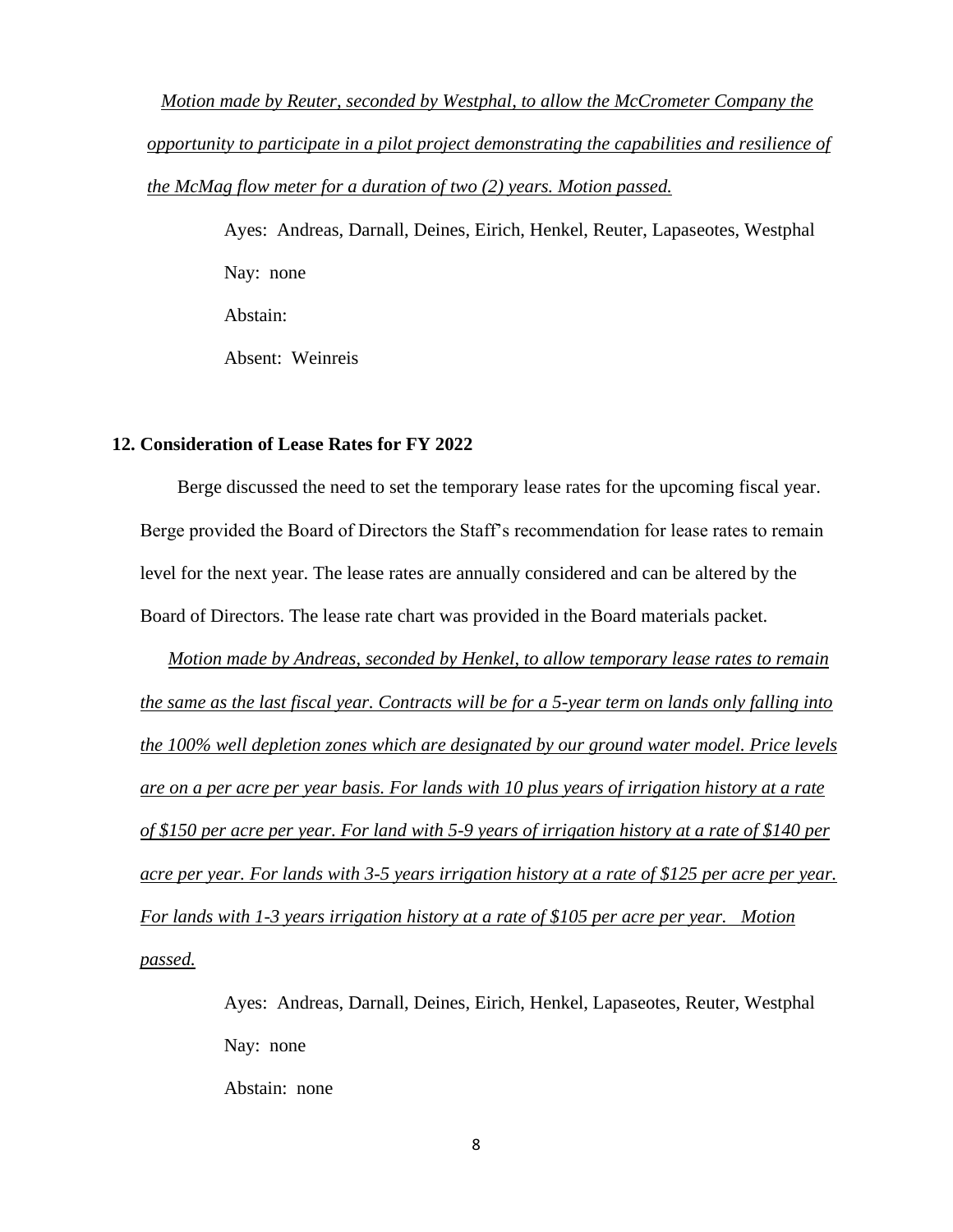*Motion made by Reuter, seconded by Westphal, to allow the McCrometer Company the opportunity to participate in a pilot project demonstrating the capabilities and resilience of the McMag flow meter for a duration of two (2) years. Motion passed.*

Ayes: Andreas, Darnall, Deines, Eirich, Henkel, Reuter, Lapaseotes, Westphal

Nay: none

Abstain:

Absent: Weinreis

**12. Consideration of Lease Rates for FY 2022**

Berge discussed the need to set the temporary lease rates for the upcoming fiscal year. Berge provided the Board of Directors the Staff's recommendation for lease rates to remain level for the next year. The lease rates are annually considered and can be altered by the Board of Directors. The lease rate chart was provided in the Board materials packet.

*Motion made by Andreas, seconded by Henkel, to allow temporary lease rates to remain the same as the last fiscal year. Contracts will be for a 5-year term on lands only falling into the 100% well depletion zones which are designated by our ground water model. Price levels are on a per acre per year basis. For lands with 10 plus years of irrigation history at a rate of $150 per acre per year. For land with 5-9 years of irrigation history at a rate of $140 per acre per year. For lands with 3-5 years irrigation history at a rate of $125 per acre per year. For lands with 1-3 years irrigation history at a rate of $105 per acre per year. Motion passed.*

Ayes: Andreas, Darnall, Deines, Eirich, Henkel, Lapaseotes, Reuter, Westphal

Nay: none

Abstain: none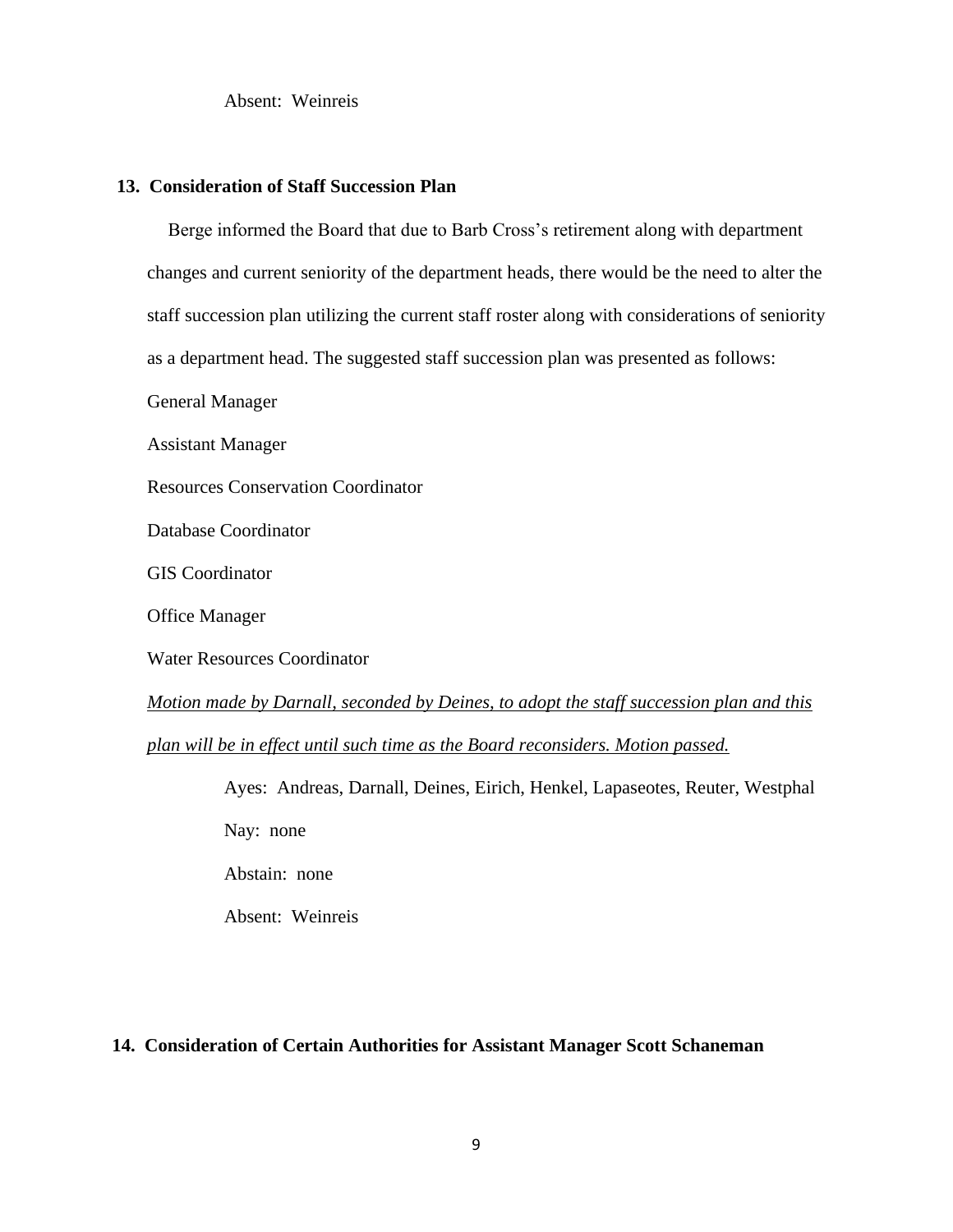Absent: Weinreis

**13. Consideration of Staff Succession Plan**

Berge informed the Board that due to Barb Cross's retirement along with department changes and current seniority of the department heads, there would be the need to alter the staff succession plan utilizing the current staff roster along with considerations of seniority as a department head. The suggested staff succession plan was presented as follows:

General Manager

Assistant Manager

Resources Conservation Coordinator

Database Coordinator

GIS Coordinator

Office Manager

Water Resources Coordinator

*Motion made by Darnall, seconded by Deines, to adopt the staff succession plan and this plan will be in effect until such time as the Board reconsiders. Motion passed.*

Ayes: Andreas, Darnall, Deines, Eirich, Henkel, Lapaseotes, Reuter, Westphal

Nay: none

Abstain: none

Absent: Weinreis

**14. Consideration of Certain Authorities for Assistant Manager Scott Schaneman**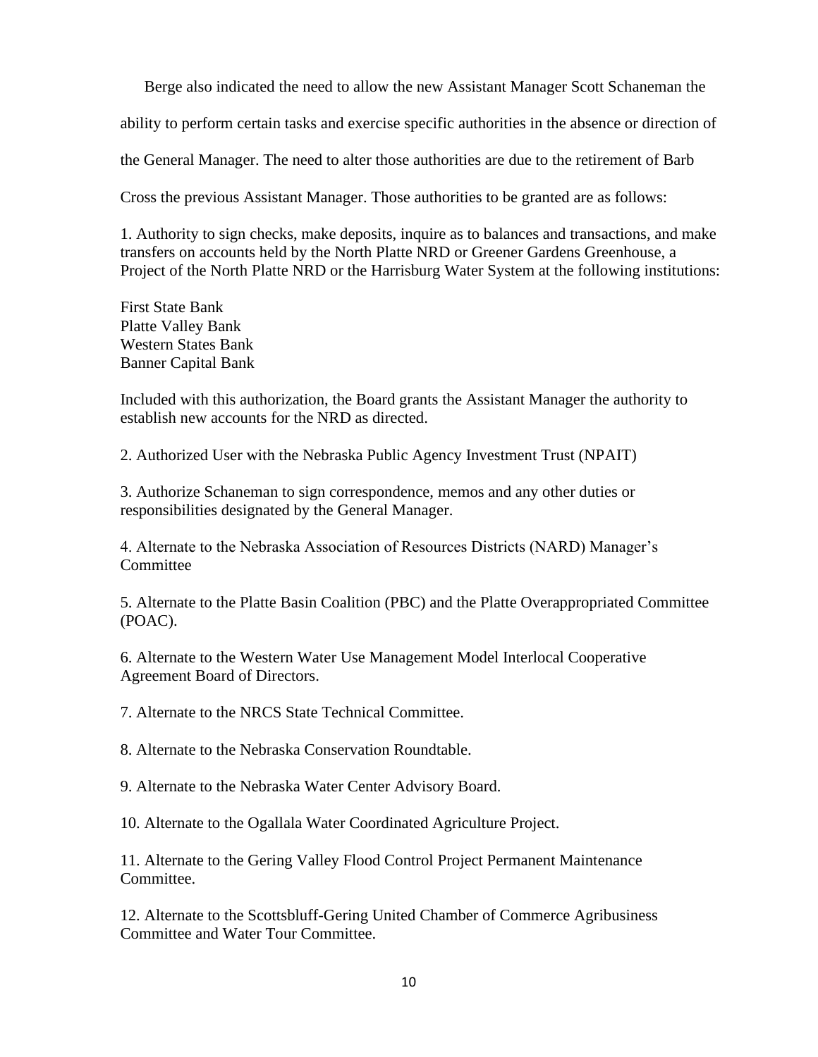Berge also indicated the need to allow the new Assistant Manager Scott Schaneman the ability to perform certain tasks and exercise specific authorities in the absence or direction of the General Manager. The need to alter those authorities are due to the retirement of Barb Cross the previous Assistant Manager. Those authorities to be granted are as follows:

1. Authority to sign checks, make deposits, inquire as to balances and transactions, and make transfers on accounts held by the North Platte NRD or Greener Gardens Greenhouse, a Project of the North Platte NRD or the Harrisburg Water System at the following institutions:

First State Bank
Platte Valley Bank
Western States Bank
Banner Capital Bank

Included with this authorization, the Board grants the Assistant Manager the authority to establish new accounts for the NRD as directed.

2. Authorized User with the Nebraska Public Agency Investment Trust (NPAIT)

3. Authorize Schaneman to sign correspondence, memos and any other duties or responsibilities designated by the General Manager.

4. Alternate to the Nebraska Association of Resources Districts (NARD) Manager's Committee

5. Alternate to the Platte Basin Coalition (PBC) and the Platte Overappropriated Committee (POAC).

6. Alternate to the Western Water Use Management Model Interlocal Cooperative Agreement Board of Directors.

7. Alternate to the NRCS State Technical Committee.

8. Alternate to the Nebraska Conservation Roundtable.

9. Alternate to the Nebraska Water Center Advisory Board.

10. Alternate to the Ogallala Water Coordinated Agriculture Project.

11. Alternate to the Gering Valley Flood Control Project Permanent Maintenance Committee.

12. Alternate to the Scottsbluff-Gering United Chamber of Commerce Agribusiness Committee and Water Tour Committee.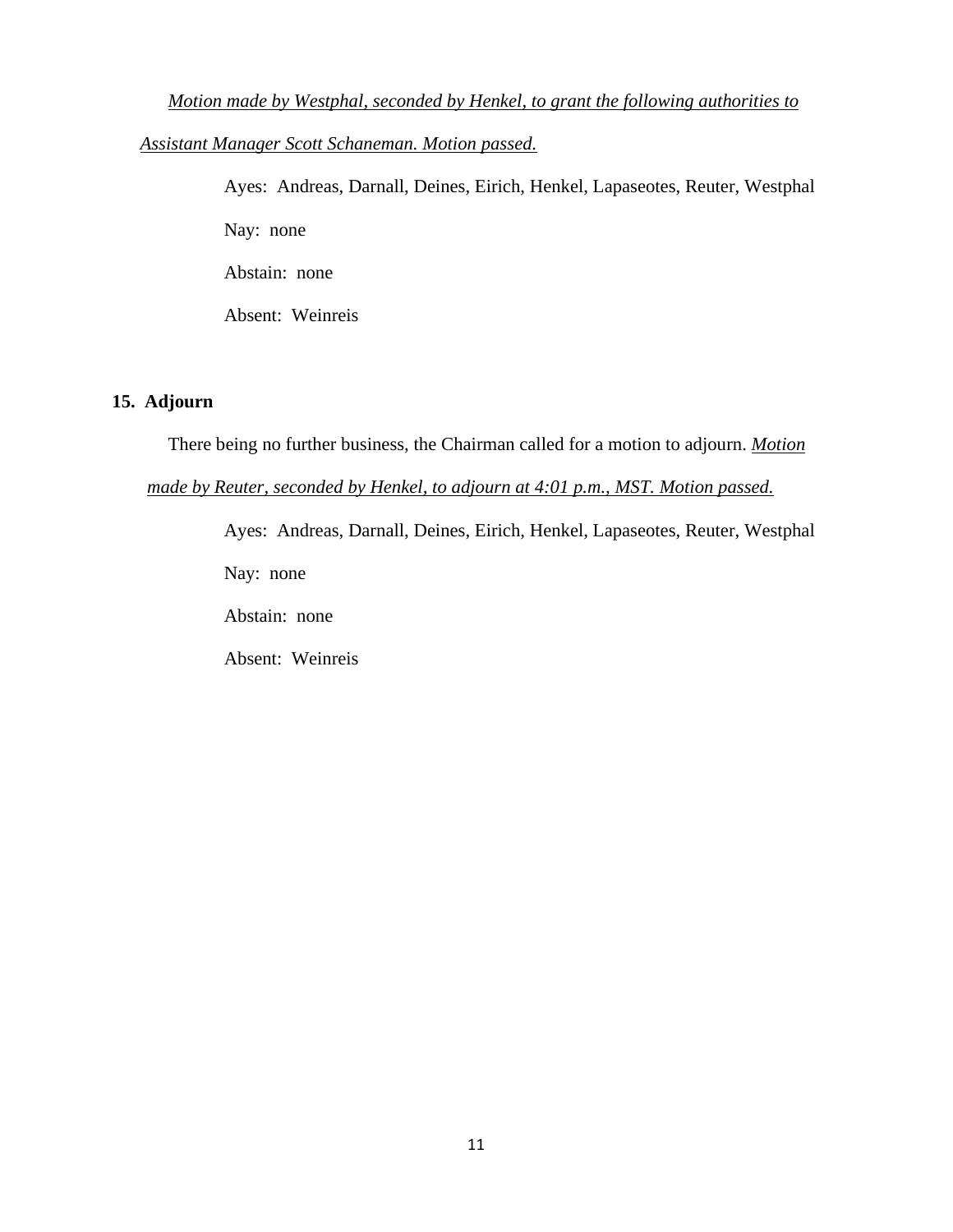*Motion made by Westphal, seconded by Henkel, to grant the following authorities to Assistant Manager Scott Schaneman. Motion passed.*

Ayes: Andreas, Darnall, Deines, Eirich, Henkel, Lapaseotes, Reuter, Westphal

Nay: none

Abstain: none

Absent: Weinreis

## 15. Adjourn

There being no further business, the Chairman called for a motion to adjourn. *Motion made by Reuter, seconded by Henkel, to adjourn at 4:01 p.m., MST. Motion passed.*

Ayes: Andreas, Darnall, Deines, Eirich, Henkel, Lapaseotes, Reuter, Westphal

Nay: none

Abstain: none

Absent: Weinreis